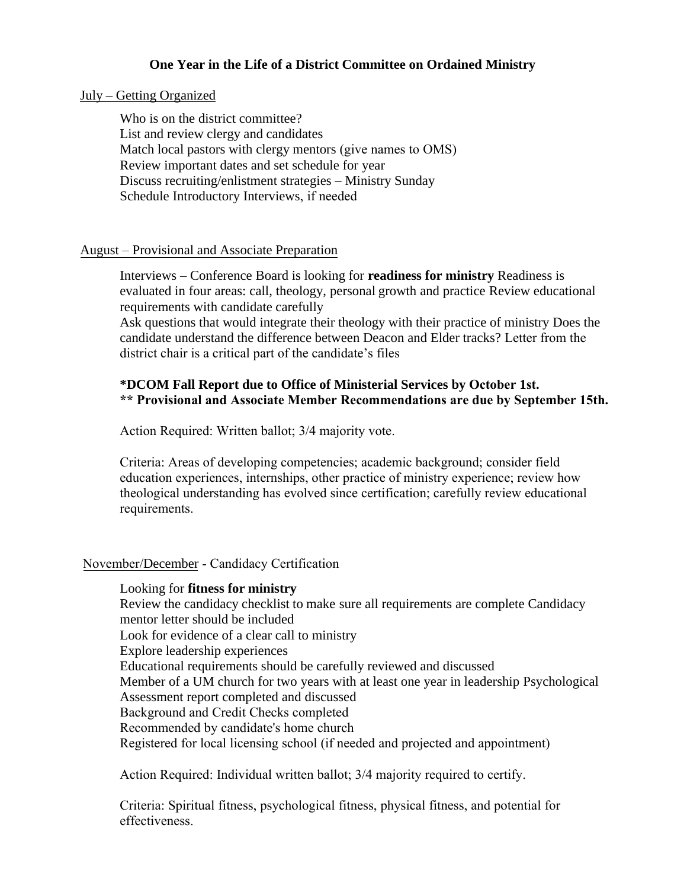# One Year in the Life of a District Committee on Ordained Ministry

## July – Getting Organized

Who is on the district committee?
List and review clergy and candidates
Match local pastors with clergy mentors (give names to OMS)
Review important dates and set schedule for year
Discuss recruiting/enlistment strategies – Ministry Sunday
Schedule Introductory Interviews, if needed

## August – Provisional and Associate Preparation

Interviews – Conference Board is looking for **readiness for ministry** Readiness is evaluated in four areas: call, theology, personal growth and practice Review educational requirements with candidate carefully
Ask questions that would integrate their theology with their practice of ministry Does the candidate understand the difference between Deacon and Elder tracks? Letter from the district chair is a critical part of the candidate's files

**\*DCOM Fall Report due to Office of Ministerial Services by October 1st.**
**\*\* Provisional and Associate Member Recommendations are due by September 15th.**

Action Required: Written ballot; 3/4 majority vote.

Criteria: Areas of developing competencies; academic background; consider field education experiences, internships, other practice of ministry experience; review how theological understanding has evolved since certification; carefully review educational requirements.

## November/December - Candidacy Certification

Looking for **fitness for ministry**
Review the candidacy checklist to make sure all requirements are complete Candidacy mentor letter should be included
Look for evidence of a clear call to ministry
Explore leadership experiences
Educational requirements should be carefully reviewed and discussed
Member of a UM church for two years with at least one year in leadership Psychological Assessment report completed and discussed
Background and Credit Checks completed
Recommended by candidate's home church
Registered for local licensing school (if needed and projected and appointment)

Action Required: Individual written ballot; 3/4 majority required to certify.

Criteria: Spiritual fitness, psychological fitness, physical fitness, and potential for effectiveness.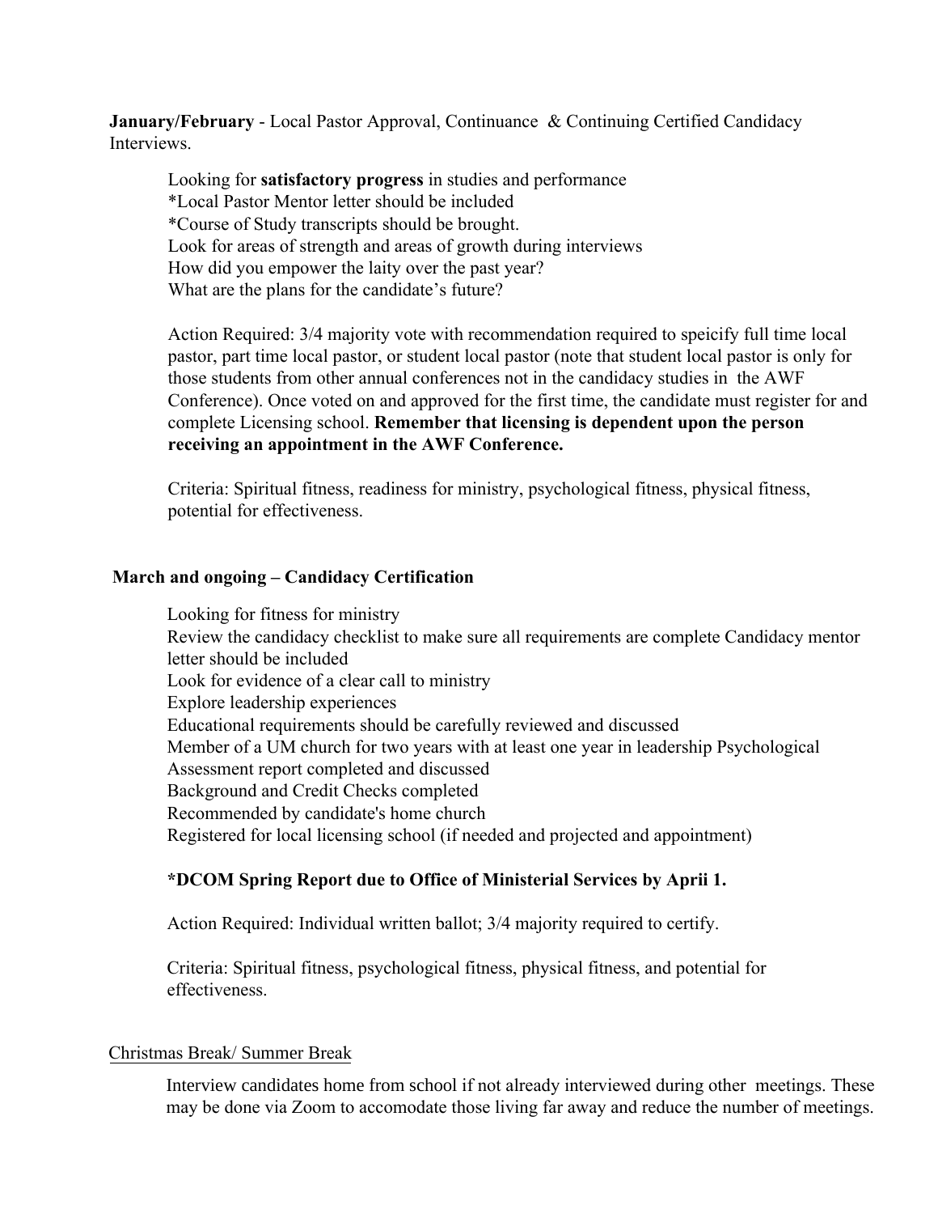**January/February** - Local Pastor Approval, Continuance & Continuing Certified Candidacy Interviews.

Looking for **satisfactory progress** in studies and performance
*Local Pastor Mentor letter should be included
*Course of Study transcripts should be brought.
Look for areas of strength and areas of growth during interviews
How did you empower the laity over the past year?
What are the plans for the candidate's future?

Action Required: 3/4 majority vote with recommendation required to speicify full time local pastor, part time local pastor, or student local pastor (note that student local pastor is only for those students from other annual conferences not in the candidacy studies in the AWF Conference). Once voted on and approved for the first time, the candidate must register for and complete Licensing school. **Remember that licensing is dependent upon the person receiving an appointment in the AWF Conference.**

Criteria: Spiritual fitness, readiness for ministry, psychological fitness, physical fitness, potential for effectiveness.

**March and ongoing – Candidacy Certification**

Looking for fitness for ministry
Review the candidacy checklist to make sure all requirements are complete Candidacy mentor letter should be included
Look for evidence of a clear call to ministry
Explore leadership experiences
Educational requirements should be carefully reviewed and discussed
Member of a UM church for two years with at least one year in leadership Psychological Assessment report completed and discussed
Background and Credit Checks completed
Recommended by candidate's home church
Registered for local licensing school (if needed and projected and appointment)

**\*DCOM Spring Report due to Office of Ministerial Services by Aprii 1.**

Action Required: Individual written ballot; 3/4 majority required to certify.

Criteria: Spiritual fitness, psychological fitness, physical fitness, and potential for effectiveness.

<u>Christmas Break/ Summer Break</u>

Interview candidates home from school if not already interviewed during other meetings. These may be done via Zoom to accomodate those living far away and reduce the number of meetings.